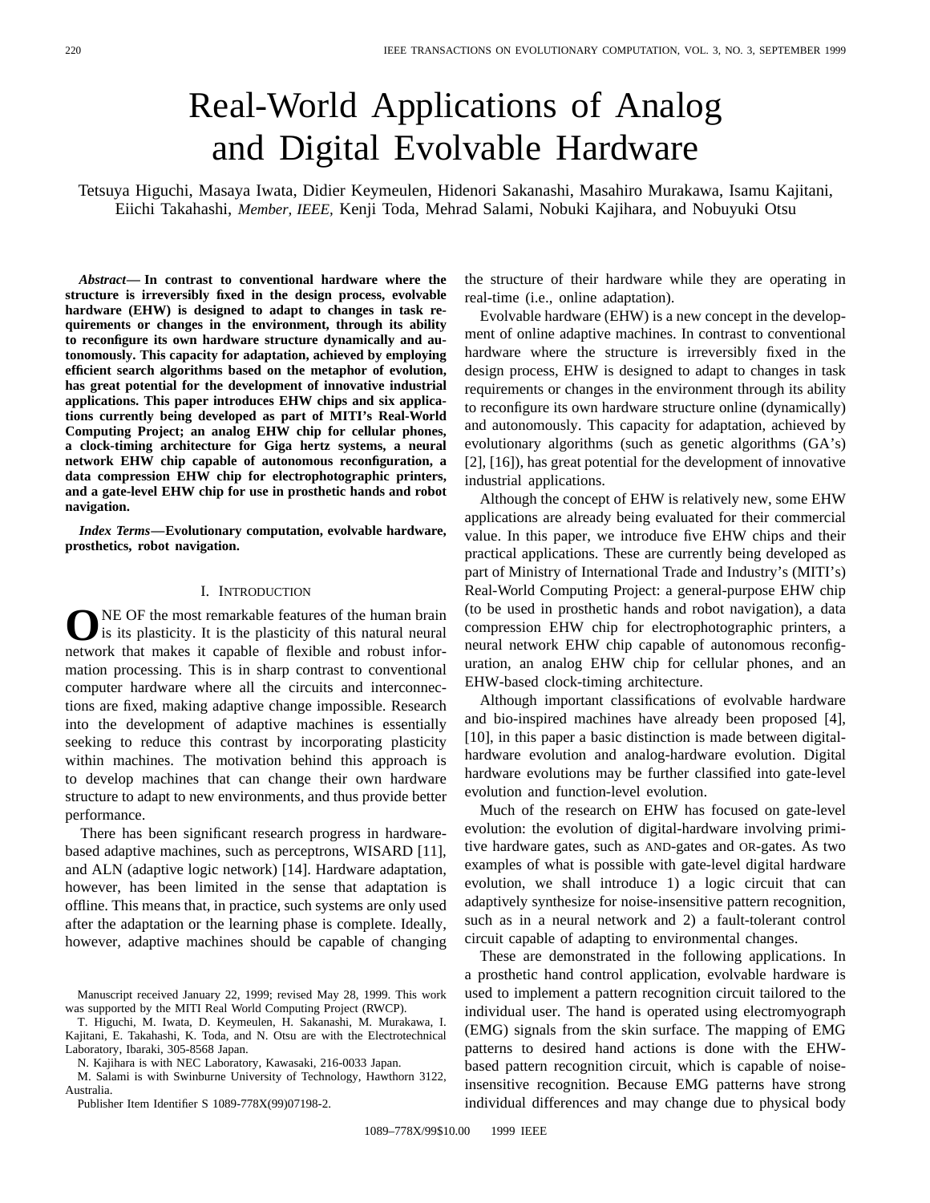# Real-World Applications of Analog and Digital Evolvable Hardware

Tetsuya Higuchi, Masaya Iwata, Didier Keymeulen, Hidenori Sakanashi, Masahiro Murakawa, Isamu Kajitani, Eiichi Takahashi, *Member, IEEE,* Kenji Toda, Mehrad Salami, Nobuki Kajihara, and Nobuyuki Otsu

***Abstract*— In contrast to conventional hardware where the structure is irreversibly fixed in the design process, evolvable hardware (EHW) is designed to adapt to changes in task requirements or changes in the environment, through its ability to reconfigure its own hardware structure dynamically and autonomously. This capacity for adaptation, achieved by employing efficient search algorithms based on the metaphor of evolution, has great potential for the development of innovative industrial applications. This paper introduces EHW chips and six applications currently being developed as part of MITI's Real-World Computing Project; an analog EHW chip for cellular phones, a clock-timing architecture for Giga hertz systems, a neural network EHW chip capable of autonomous reconfiguration, a data compression EHW chip for electrophotographic printers, and a gate-level EHW chip for use in prosthetic hands and robot navigation.**

***Index Terms*—Evolutionary computation, evolvable hardware, prosthetics, robot navigation.**

## I. Introduction

One of the most remarkable features of the human brain is its plasticity. It is the plasticity of this natural neural network that makes it capable of flexible and robust information processing. This is in sharp contrast to conventional computer hardware where all the circuits and interconnections are fixed, making adaptive change impossible. Research into the development of adaptive machines is essentially seeking to reduce this contrast by incorporating plasticity within machines. The motivation behind this approach is to develop machines that can change their own hardware structure to adapt to new environments, and thus provide better performance.

There has been significant research progress in hardware-based adaptive machines, such as perceptrons, WISARD [11], and ALN (adaptive logic network) [14]. Hardware adaptation, however, has been limited in the sense that adaptation is offline. This means that, in practice, such systems are only used after the adaptation or the learning phase is complete. Ideally, however, adaptive machines should be capable of changing the structure of their hardware while they are operating in real-time (i.e., online adaptation).

Evolvable hardware (EHW) is a new concept in the development of online adaptive machines. In contrast to conventional hardware where the structure is irreversibly fixed in the design process, EHW is designed to adapt to changes in task requirements or changes in the environment through its ability to reconfigure its own hardware structure online (dynamically) and autonomously. This capacity for adaptation, achieved by evolutionary algorithms (such as genetic algorithms (GA's) [2], [16]), has great potential for the development of innovative industrial applications.

Although the concept of EHW is relatively new, some EHW applications are already being evaluated for their commercial value. In this paper, we introduce five EHW chips and their practical applications. These are currently being developed as part of Ministry of International Trade and Industry's (MITI's) Real-World Computing Project: a general-purpose EHW chip (to be used in prosthetic hands and robot navigation), a data compression EHW chip for electrophotographic printers, a neural network EHW chip capable of autonomous reconfiguration, an analog EHW chip for cellular phones, and an EHW-based clock-timing architecture.

Although important classifications of evolvable hardware and bio-inspired machines have already been proposed [4], [10], in this paper a basic distinction is made between digital-hardware evolution and analog-hardware evolution. Digital hardware evolutions may be further classified into gate-level evolution and function-level evolution.

Much of the research on EHW has focused on gate-level evolution: the evolution of digital-hardware involving primitive hardware gates, such as AND-gates and OR-gates. As two examples of what is possible with gate-level digital hardware evolution, we shall introduce 1) a logic circuit that can adaptively synthesize for noise-insensitive pattern recognition, such as in a neural network and 2) a fault-tolerant control circuit capable of adapting to environmental changes.

These are demonstrated in the following applications. In a prosthetic hand control application, evolvable hardware is used to implement a pattern recognition circuit tailored to the individual user. The hand is operated using electromyograph (EMG) signals from the skin surface. The mapping of EMG patterns to desired hand actions is done with the EHW-based pattern recognition circuit, which is capable of noise-insensitive recognition. Because EMG patterns have strong individual differences and may change due to physical body

Manuscript received January 22, 1999; revised May 28, 1999. This work was supported by the MITI Real World Computing Project (RWCP).

T. Higuchi, M. Iwata, D. Keymeulen, H. Sakanashi, M. Murakawa, I. Kajitani, E. Takahashi, K. Toda, and N. Otsu are with the Electrotechnical Laboratory, Ibaraki, 305-8568 Japan.

N. Kajihara is with NEC Laboratory, Kawasaki, 216-0033 Japan.

M. Salami is with Swinburne University of Technology, Hawthorn 3122, Australia.

Publisher Item Identifier S 1089-778X(99)07198-2.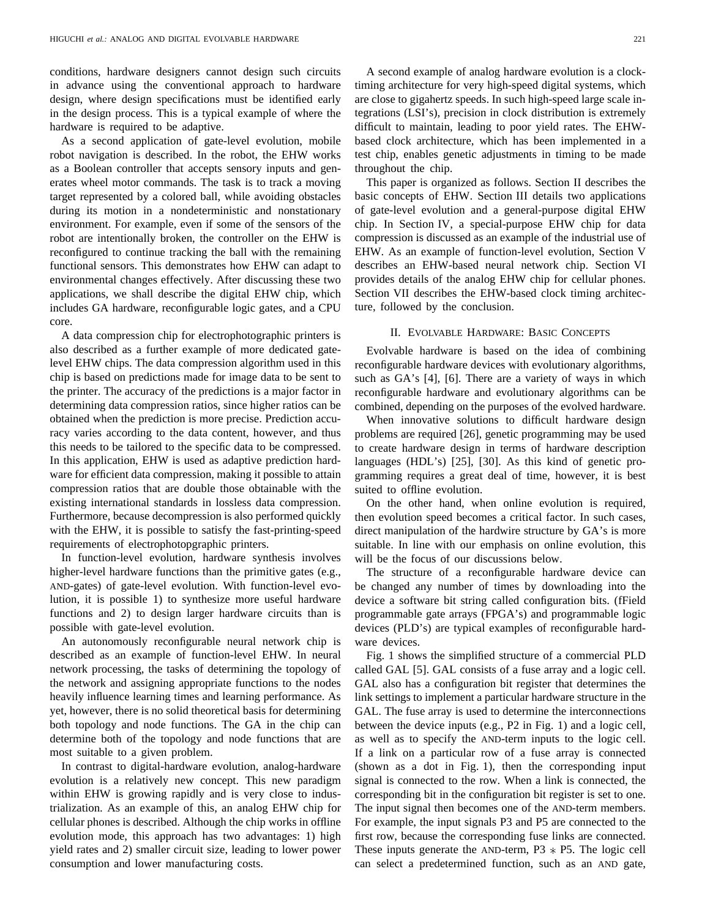conditions, hardware designers cannot design such circuits in advance using the conventional approach to hardware design, where design specifications must be identified early in the design process. This is a typical example of where the hardware is required to be adaptive.

As a second application of gate-level evolution, mobile robot navigation is described. In the robot, the EHW works as a Boolean controller that accepts sensory inputs and generates wheel motor commands. The task is to track a moving target represented by a colored ball, while avoiding obstacles during its motion in a nondeterministic and nonstationary environment. For example, even if some of the sensors of the robot are intentionally broken, the controller on the EHW is reconfigured to continue tracking the ball with the remaining functional sensors. This demonstrates how EHW can adapt to environmental changes effectively. After discussing these two applications, we shall describe the digital EHW chip, which includes GA hardware, reconfigurable logic gates, and a CPU core.

A data compression chip for electrophotographic printers is also described as a further example of more dedicated gate-level EHW chips. The data compression algorithm used in this chip is based on predictions made for image data to be sent to the printer. The accuracy of the predictions is a major factor in determining data compression ratios, since higher ratios can be obtained when the prediction is more precise. Prediction accuracy varies according to the data content, however, and thus this needs to be tailored to the specific data to be compressed. In this application, EHW is used as adaptive prediction hardware for efficient data compression, making it possible to attain compression ratios that are double those obtainable with the existing international standards in lossless data compression. Furthermore, because decompression is also performed quickly with the EHW, it is possible to satisfy the fast-printing-speed requirements of electrophotopgraphic printers.

In function-level evolution, hardware synthesis involves higher-level hardware functions than the primitive gates (e.g., AND-gates) of gate-level evolution. With function-level evolution, it is possible 1) to synthesize more useful hardware functions and 2) to design larger hardware circuits than is possible with gate-level evolution.

An autonomously reconfigurable neural network chip is described as an example of function-level EHW. In neural network processing, the tasks of determining the topology of the network and assigning appropriate functions to the nodes heavily influence learning times and learning performance. As yet, however, there is no solid theoretical basis for determining both topology and node functions. The GA in the chip can determine both of the topology and node functions that are most suitable to a given problem.

In contrast to digital-hardware evolution, analog-hardware evolution is a relatively new concept. This new paradigm within EHW is growing rapidly and is very close to industrialization. As an example of this, an analog EHW chip for cellular phones is described. Although the chip works in offline evolution mode, this approach has two advantages: 1) high yield rates and 2) smaller circuit size, leading to lower power consumption and lower manufacturing costs.

A second example of analog hardware evolution is a clock-timing architecture for very high-speed digital systems, which are close to gigahertz speeds. In such high-speed large scale integrations (LSI's), precision in clock distribution is extremely difficult to maintain, leading to poor yield rates. The EHW-based clock architecture, which has been implemented in a test chip, enables genetic adjustments in timing to be made throughout the chip.

This paper is organized as follows. Section II describes the basic concepts of EHW. Section III details two applications of gate-level evolution and a general-purpose digital EHW chip. In Section IV, a special-purpose EHW chip for data compression is discussed as an example of the industrial use of EHW. As an example of function-level evolution, Section V describes an EHW-based neural network chip. Section VI provides details of the analog EHW chip for cellular phones. Section VII describes the EHW-based clock timing architecture, followed by the conclusion.

## II. Evolvable Hardware: Basic Concepts

Evolvable hardware is based on the idea of combining reconfigurable hardware devices with evolutionary algorithms, such as GA's [4], [6]. There are a variety of ways in which reconfigurable hardware and evolutionary algorithms can be combined, depending on the purposes of the evolved hardware.

When innovative solutions to difficult hardware design problems are required [26], genetic programming may be used to create hardware design in terms of hardware description languages (HDL's) [25], [30]. As this kind of genetic programming requires a great deal of time, however, it is best suited to offline evolution.

On the other hand, when online evolution is required, then evolution speed becomes a critical factor. In such cases, direct manipulation of the hardwire structure by GA's is more suitable. In line with our emphasis on online evolution, this will be the focus of our discussions below.

The structure of a reconfigurable hardware device can be changed any number of times by downloading into the device a software bit string called configuration bits. (fField programmable gate arrays (FPGA's) and programmable logic devices (PLD's) are typical examples of reconfigurable hardware devices.

Fig. 1 shows the simplified structure of a commercial PLD called GAL [5]. GAL consists of a fuse array and a logic cell. GAL also has a configuration bit register that determines the link settings to implement a particular hardware structure in the GAL. The fuse array is used to determine the interconnections between the device inputs (e.g., P2 in Fig. 1) and a logic cell, as well as to specify the AND-term inputs to the logic cell. If a link on a particular row of a fuse array is connected (shown as a dot in Fig. 1), then the corresponding input signal is connected to the row. When a link is connected, the corresponding bit in the configuration bit register is set to one. The input signal then becomes one of the AND-term members. For example, the input signals P3 and P5 are connected to the first row, because the corresponding fuse links are connected. These inputs generate the AND-term, P3 $*$ P5. The logic cell can select a predetermined function, such as an AND gate,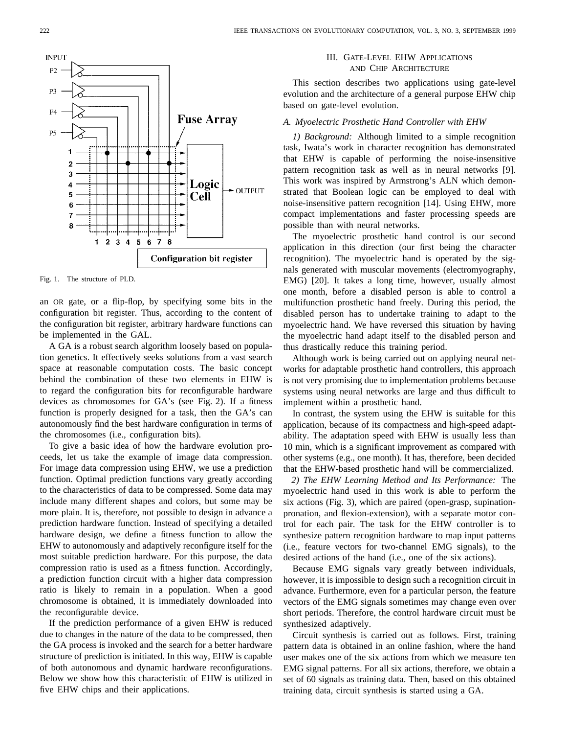INPUT

P2

P3

P4

P5

Fuse Array

1

2

3

4

5

6

7

8

Logic Cell

OUTPUT

1 2 3 4 5 6 7 8

Configuration bit register

Fig. 1. The structure of PLD.

an OR gate, or a flip-flop, by specifying some bits in the configuration bit register. Thus, according to the content of the configuration bit register, arbitrary hardware functions can be implemented in the GAL.

A GA is a robust search algorithm loosely based on population genetics. It effectively seeks solutions from a vast search space at reasonable computation costs. The basic concept behind the combination of these two elements in EHW is to regard the configuration bits for reconfigurable hardware devices as chromosomes for GA's (see Fig. 2). If a fitness function is properly designed for a task, then the GA's can autonomously find the best hardware configuration in terms of the chromosomes (i.e., configuration bits).

To give a basic idea of how the hardware evolution proceeds, let us take the example of image data compression. For image data compression using EHW, we use a prediction function. Optimal prediction functions vary greatly according to the characteristics of data to be compressed. Some data may include many different shapes and colors, but some may be more plain. It is, therefore, not possible to design in advance a prediction hardware function. Instead of specifying a detailed hardware design, we define a fitness function to allow the EHW to autonomously and adaptively reconfigure itself for the most suitable prediction hardware. For this purpose, the data compression ratio is used as a fitness function. Accordingly, a prediction function circuit with a higher data compression ratio is likely to remain in a population. When a good chromosome is obtained, it is immediately downloaded into the reconfigurable device.

If the prediction performance of a given EHW is reduced due to changes in the nature of the data to be compressed, then the GA process is invoked and the search for a better hardware structure of prediction is initiated. In this way, EHW is capable of both autonomous and dynamic hardware reconfigurations. Below we show how this characteristic of EHW is utilized in five EHW chips and their applications.

## III. Gate-Level EHW Applications and Chip Architecture

This section describes two applications using gate-level evolution and the architecture of a general purpose EHW chip based on gate-level evolution.

### A. Myoelectric Prosthetic Hand Controller with EHW

*1) Background:* Although limited to a simple recognition task, Iwata's work in character recognition has demonstrated that EHW is capable of performing the noise-insensitive pattern recognition task as well as in neural networks [9]. This work was inspired by Armstrong's ALN which demonstrated that Boolean logic can be employed to deal with noise-insensitive pattern recognition [14]. Using EHW, more compact implementations and faster processing speeds are possible than with neural networks.

The myoelectric prosthetic hand control is our second application in this direction (our first being the character recognition). The myoelectric hand is operated by the signals generated with muscular movements (electromyography, EMG) [20]. It takes a long time, however, usually almost one month, before a disabled person is able to control a multifunction prosthetic hand freely. During this period, the disabled person has to undertake training to adapt to the myoelectric hand. We have reversed this situation by having the myoelectric hand adapt itself to the disabled person and thus drastically reduce this training period.

Although work is being carried out on applying neural networks for adaptable prosthetic hand controllers, this approach is not very promising due to implementation problems because systems using neural networks are large and thus difficult to implement within a prosthetic hand.

In contrast, the system using the EHW is suitable for this application, because of its compactness and high-speed adaptability. The adaptation speed with EHW is usually less than 10 min, which is a significant improvement as compared with other systems (e.g., one month). It has, therefore, been decided that the EHW-based prosthetic hand will be commercialized.

*2) The EHW Learning Method and Its Performance:* The myoelectric hand used in this work is able to perform the six actions (Fig. 3), which are paired (open-grasp, supination-pronation, and flexion-extension), with a separate motor control for each pair. The task for the EHW controller is to synthesize pattern recognition hardware to map input patterns (i.e., feature vectors for two-channel EMG signals), to the desired actions of the hand (i.e., one of the six actions).

Because EMG signals vary greatly between individuals, however, it is impossible to design such a recognition circuit in advance. Furthermore, even for a particular person, the feature vectors of the EMG signals sometimes may change even over short periods. Therefore, the control hardware circuit must be synthesized adaptively.

Circuit synthesis is carried out as follows. First, training pattern data is obtained in an online fashion, where the hand user makes one of the six actions from which we measure ten EMG signal patterns. For all six actions, therefore, we obtain a set of 60 signals as training data. Then, based on this obtained training data, circuit synthesis is started using a GA.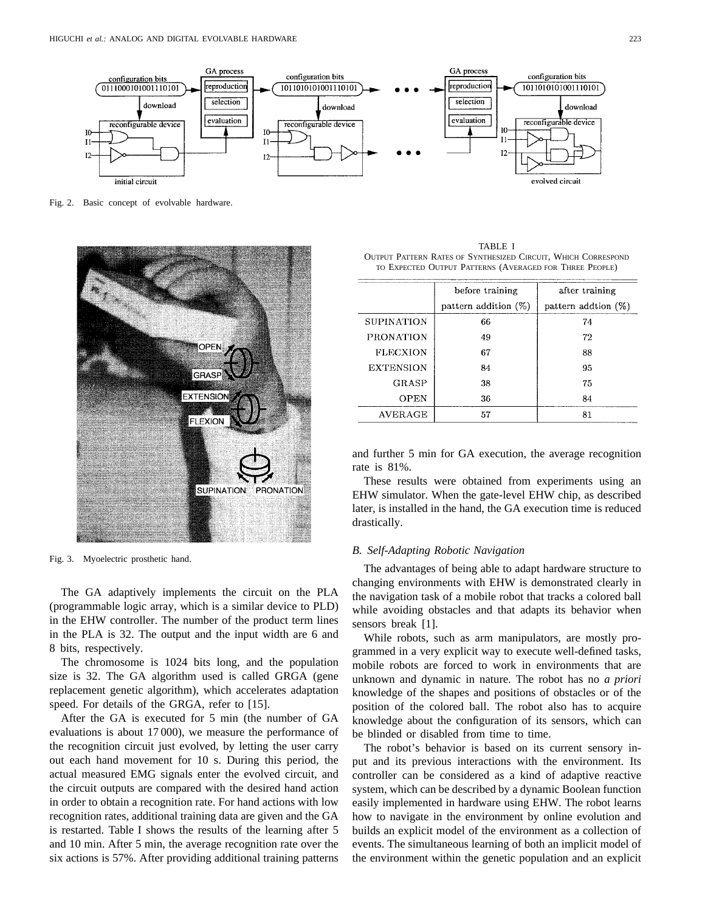Fig. 2. Basic concept of evolvable hardware.

Fig. 3. Myoelectric prosthetic hand.

TABLE I
OUTPUT PATTERN RATES OF SYNTHESIZED CIRCUIT, WHICH CORRESPOND TO EXPECTED OUTPUT PATTERNS (AVERAGED FOR THREE PEOPLE)

| | before training pattern addition (%) | after training pattern addtion (%) |
|---|---|---|
| SUPINATION | 66 | 74 |
| PRONATION | 49 | 72 |
| FLECXION | 67 | 88 |
| EXTENSION | 84 | 95 |
| GRASP | 38 | 75 |
| OPEN | 36 | 84 |
| AVERAGE | 57 | 81 |

The GA adaptively implements the circuit on the PLA (programmable logic array, which is a similar device to PLD) in the EHW controller. The number of the product term lines in the PLA is 32. The output and the input width are 6 and 8 bits, respectively.

The chromosome is 1024 bits long, and the population size is 32. The GA algorithm used is called GRGA (gene replacement genetic algorithm), which accelerates adaptation speed. For details of the GRGA, refer to [15].

After the GA is executed for 5 min (the number of GA evaluations is about 17 000), we measure the performance of the recognition circuit just evolved, by letting the user carry out each hand movement for 10 s. During this period, the actual measured EMG signals enter the evolved circuit, and the circuit outputs are compared with the desired hand action in order to obtain a recognition rate. For hand actions with low recognition rates, additional training data are given and the GA is restarted. Table I shows the results of the learning after 5 and 10 min. After 5 min, the average recognition rate over the six actions is 57%. After providing additional training patterns and further 5 min for GA execution, the average recognition rate is 81%.

These results were obtained from experiments using an EHW simulator. When the gate-level EHW chip, as described later, is installed in the hand, the GA execution time is reduced drastically.

### *B. Self-Adapting Robotic Navigation*

The advantages of being able to adapt hardware structure to changing environments with EHW is demonstrated clearly in the navigation task of a mobile robot that tracks a colored ball while avoiding obstacles and that adapts its behavior when sensors break [1].

While robots, such as arm manipulators, are mostly programmed in a very explicit way to execute well-defined tasks, mobile robots are forced to work in environments that are unknown and dynamic in nature. The robot has no *a priori* knowledge of the shapes and positions of obstacles or of the position of the colored ball. The robot also has to acquire knowledge about the configuration of its sensors, which can be blinded or disabled from time to time.

The robot's behavior is based on its current sensory input and its previous interactions with the environment. Its controller can be considered as a kind of adaptive reactive system, which can be described by a dynamic Boolean function easily implemented in hardware using EHW. The robot learns how to navigate in the environment by online evolution and builds an explicit model of the environment as a collection of events. The simultaneous learning of both an implicit model of the environment within the genetic population and an explicit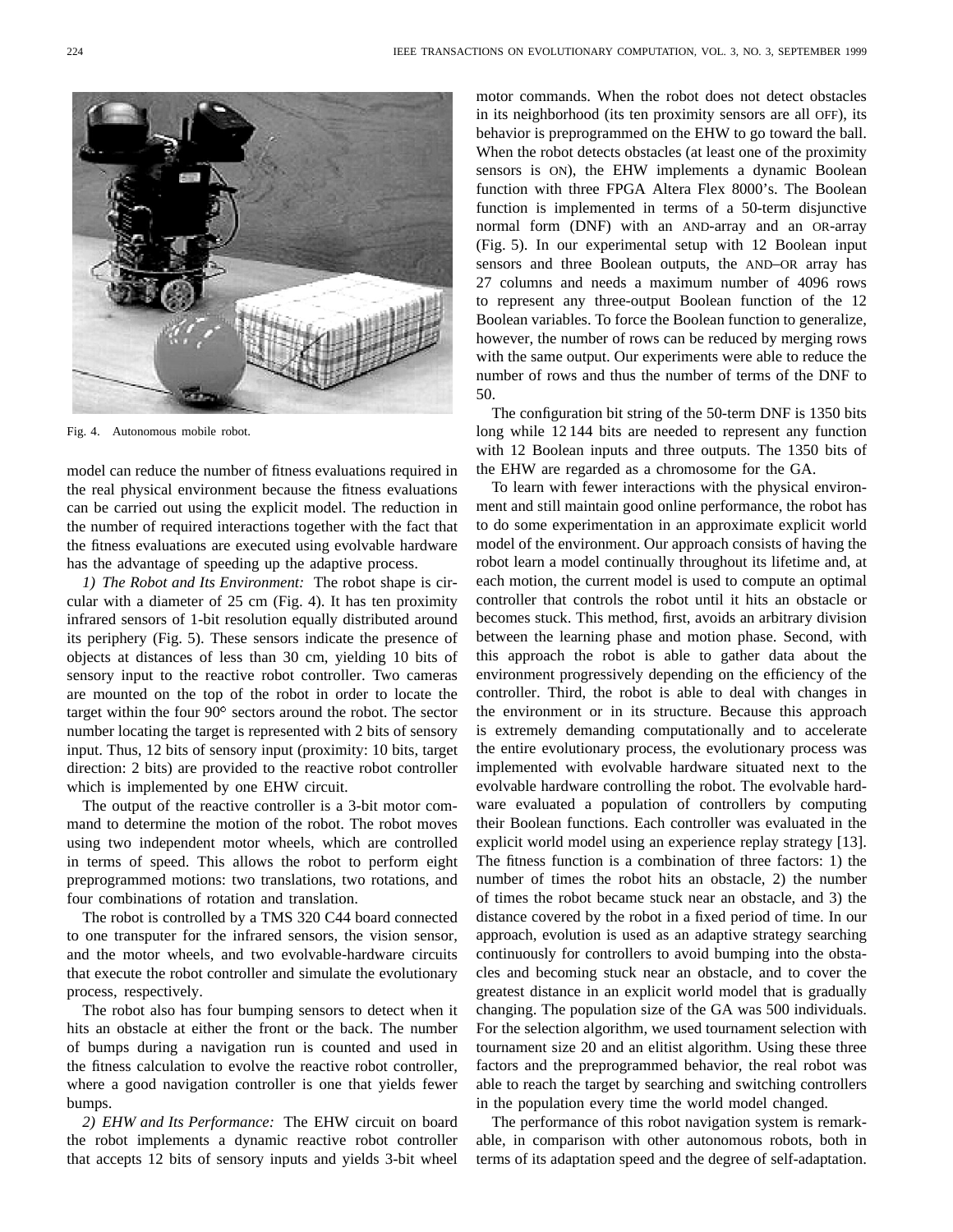Fig. 4. Autonomous mobile robot.

model can reduce the number of fitness evaluations required in the real physical environment because the fitness evaluations can be carried out using the explicit model. The reduction in the number of required interactions together with the fact that the fitness evaluations are executed using evolvable hardware has the advantage of speeding up the adaptive process.

*1) The Robot and Its Environment:* The robot shape is circular with a diameter of 25 cm (Fig. 4). It has ten proximity infrared sensors of 1-bit resolution equally distributed around its periphery (Fig. 5). These sensors indicate the presence of objects at distances of less than 30 cm, yielding 10 bits of sensory input to the reactive robot controller. Two cameras are mounted on the top of the robot in order to locate the target within the four 90° sectors around the robot. The sector number locating the target is represented with 2 bits of sensory input. Thus, 12 bits of sensory input (proximity: 10 bits, target direction: 2 bits) are provided to the reactive robot controller which is implemented by one EHW circuit.

The output of the reactive controller is a 3-bit motor command to determine the motion of the robot. The robot moves using two independent motor wheels, which are controlled in terms of speed. This allows the robot to perform eight preprogrammed motions: two translations, two rotations, and four combinations of rotation and translation.

The robot is controlled by a TMS 320 C44 board connected to one transputer for the infrared sensors, the vision sensor, and the motor wheels, and two evolvable-hardware circuits that execute the robot controller and simulate the evolutionary process, respectively.

The robot also has four bumping sensors to detect when it hits an obstacle at either the front or the back. The number of bumps during a navigation run is counted and used in the fitness calculation to evolve the reactive robot controller, where a good navigation controller is one that yields fewer bumps.

*2) EHW and Its Performance:* The EHW circuit on board the robot implements a dynamic reactive robot controller that accepts 12 bits of sensory inputs and yields 3-bit wheel motor commands. When the robot does not detect obstacles in its neighborhood (its ten proximity sensors are all OFF), its behavior is preprogrammed on the EHW to go toward the ball. When the robot detects obstacles (at least one of the proximity sensors is ON), the EHW implements a dynamic Boolean function with three FPGA Altera Flex 8000's. The Boolean function is implemented in terms of a 50-term disjunctive normal form (DNF) with an AND-array and an OR-array (Fig. 5). In our experimental setup with 12 Boolean input sensors and three Boolean outputs, the AND–OR array has 27 columns and needs a maximum number of 4096 rows to represent any three-output Boolean function of the 12 Boolean variables. To force the Boolean function to generalize, however, the number of rows can be reduced by merging rows with the same output. Our experiments were able to reduce the number of rows and thus the number of terms of the DNF to 50.

The configuration bit string of the 50-term DNF is 1350 bits long while 12 144 bits are needed to represent any function with 12 Boolean inputs and three outputs. The 1350 bits of the EHW are regarded as a chromosome for the GA.

To learn with fewer interactions with the physical environment and still maintain good online performance, the robot has to do some experimentation in an approximate explicit world model of the environment. Our approach consists of having the robot learn a model continually throughout its lifetime and, at each motion, the current model is used to compute an optimal controller that controls the robot until it hits an obstacle or becomes stuck. This method, first, avoids an arbitrary division between the learning phase and motion phase. Second, with this approach the robot is able to gather data about the environment progressively depending on the efficiency of the controller. Third, the robot is able to deal with changes in the environment or in its structure. Because this approach is extremely demanding computationally and to accelerate the entire evolutionary process, the evolutionary process was implemented with evolvable hardware situated next to the evolvable hardware controlling the robot. The evolvable hardware evaluated a population of controllers by computing their Boolean functions. Each controller was evaluated in the explicit world model using an experience replay strategy [13]. The fitness function is a combination of three factors: 1) the number of times the robot hits an obstacle, 2) the number of times the robot became stuck near an obstacle, and 3) the distance covered by the robot in a fixed period of time. In our approach, evolution is used as an adaptive strategy searching continuously for controllers to avoid bumping into the obstacles and becoming stuck near an obstacle, and to cover the greatest distance in an explicit world model that is gradually changing. The population size of the GA was 500 individuals. For the selection algorithm, we used tournament selection with tournament size 20 and an elitist algorithm. Using these three factors and the preprogrammed behavior, the real robot was able to reach the target by searching and switching controllers in the population every time the world model changed.

The performance of this robot navigation system is remarkable, in comparison with other autonomous robots, both in terms of its adaptation speed and the degree of self-adaptation.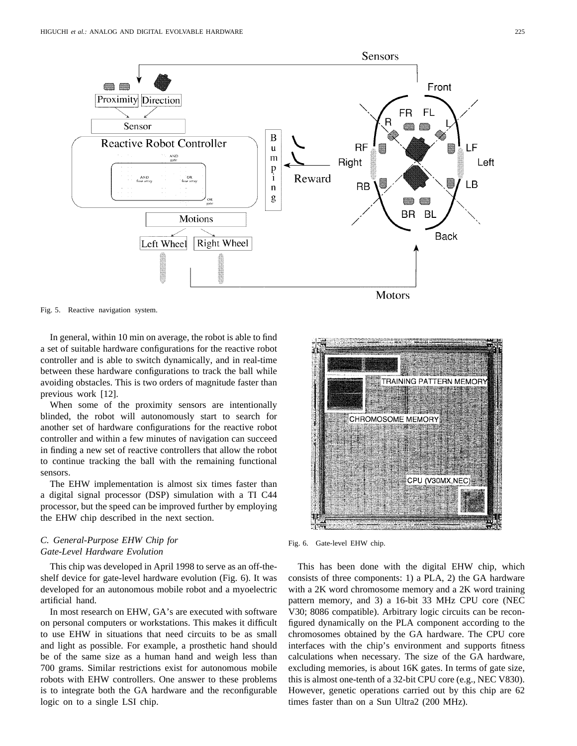Fig. 5. Reactive navigation system.

In general, within 10 min on average, the robot is able to find a set of suitable hardware configurations for the reactive robot controller and is able to switch dynamically, and in real-time between these hardware configurations to track the ball while avoiding obstacles. This is two orders of magnitude faster than previous work [12].

When some of the proximity sensors are intentionally blinded, the robot will autonomously start to search for another set of hardware configurations for the reactive robot controller and within a few minutes of navigation can succeed in finding a new set of reactive controllers that allow the robot to continue tracking the ball with the remaining functional sensors.

The EHW implementation is almost six times faster than a digital signal processor (DSP) simulation with a TI C44 processor, but the speed can be improved further by employing the EHW chip described in the next section.

### *C. General-Purpose EHW Chip for Gate-Level Hardware Evolution*

This chip was developed in April 1998 to serve as an off-the-shelf device for gate-level hardware evolution (Fig. 6). It was developed for an autonomous mobile robot and a myoelectric artificial hand.

In most research on EHW, GA's are executed with software on personal computers or workstations. This makes it difficult to use EHW in situations that need circuits to be as small and light as possible. For example, a prosthetic hand should be of the same size as a human hand and weigh less than 700 grams. Similar restrictions exist for autonomous mobile robots with EHW controllers. One answer to these problems is to integrate both the GA hardware and the reconfigurable logic on to a single LSI chip.

Fig. 6. Gate-level EHW chip.

This has been done with the digital EHW chip, which consists of three components: 1) a PLA, 2) the GA hardware with a 2K word chromosome memory and a 2K word training pattern memory, and 3) a 16-bit 33 MHz CPU core (NEC V30; 8086 compatible). Arbitrary logic circuits can be reconfigured dynamically on the PLA component according to the chromosomes obtained by the GA hardware. The CPU core interfaces with the chip's environment and supports fitness calculations when necessary. The size of the GA hardware, excluding memories, is about 16K gates. In terms of gate size, this is almost one-tenth of a 32-bit CPU core (e.g., NEC V830). However, genetic operations carried out by this chip are 62 times faster than on a Sun Ultra2 (200 MHz).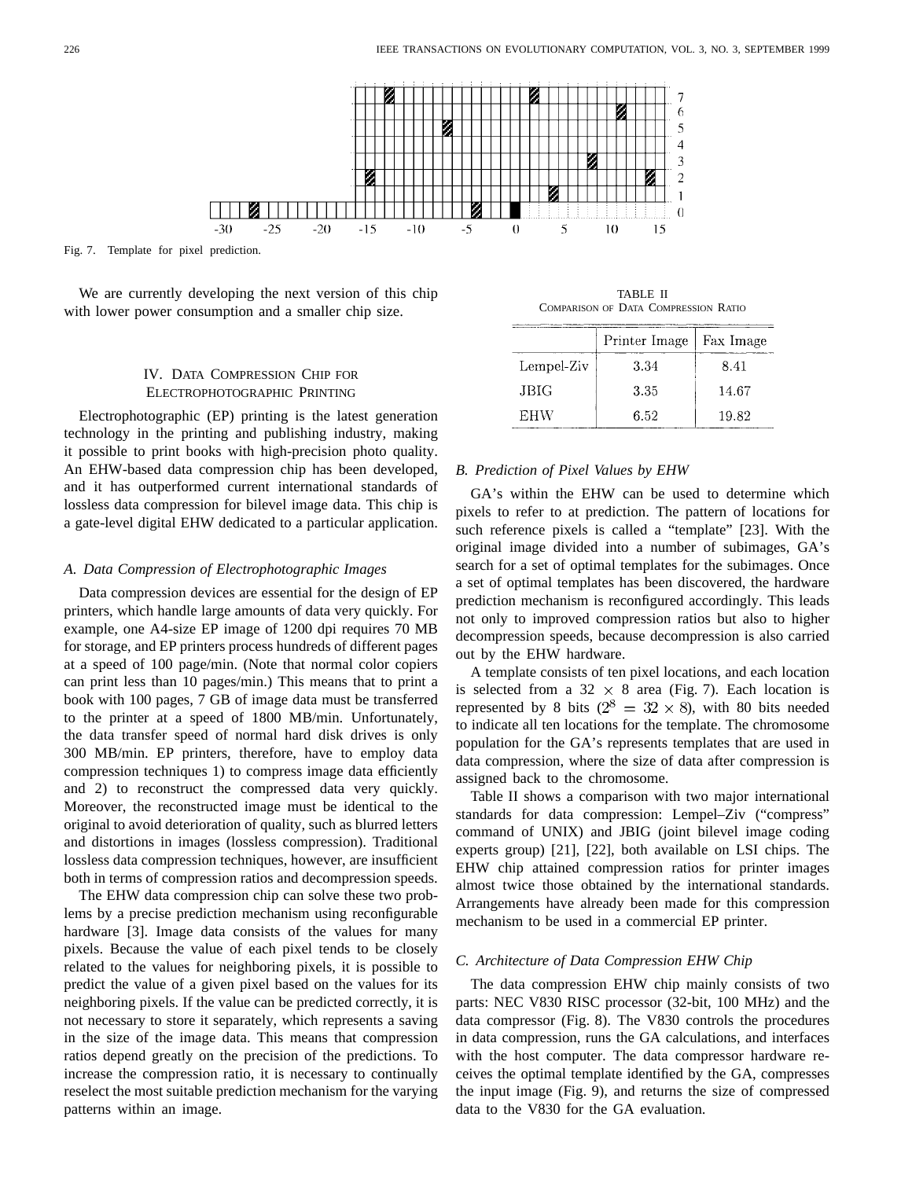Fig. 7. Template for pixel prediction.

We are currently developing the next version of this chip with lower power consumption and a smaller chip size.

## IV. Data Compression Chip for Electrophotographic Printing

Electrophotographic (EP) printing is the latest generation technology in the printing and publishing industry, making it possible to print books with high-precision photo quality. An EHW-based data compression chip has been developed, and it has outperformed current international standards of lossless data compression for bilevel image data. This chip is a gate-level digital EHW dedicated to a particular application.

### A. Data Compression of Electrophotographic Images

Data compression devices are essential for the design of EP printers, which handle large amounts of data very quickly. For example, one A4-size EP image of 1200 dpi requires 70 MB for storage, and EP printers process hundreds of different pages at a speed of 100 page/min. (Note that normal color copiers can print less than 10 pages/min.) This means that to print a book with 100 pages, 7 GB of image data must be transferred to the printer at a speed of 1800 MB/min. Unfortunately, the data transfer speed of normal hard disk drives is only 300 MB/min. EP printers, therefore, have to employ data compression techniques 1) to compress image data efficiently and 2) to reconstruct the compressed data very quickly. Moreover, the reconstructed image must be identical to the original to avoid deterioration of quality, such as blurred letters and distortions in images (lossless compression). Traditional lossless data compression techniques, however, are insufficient both in terms of compression ratios and decompression speeds.

The EHW data compression chip can solve these two problems by a precise prediction mechanism using reconfigurable hardware [3]. Image data consists of the values for many pixels. Because the value of each pixel tends to be closely related to the values for neighboring pixels, it is possible to predict the value of a given pixel based on the values for its neighboring pixels. If the value can be predicted correctly, it is not necessary to store it separately, which represents a saving in the size of the image data. This means that compression ratios depend greatly on the precision of the predictions. To increase the compression ratio, it is necessary to continually reselect the most suitable prediction mechanism for the varying patterns within an image.

TABLE II
Comparison of Data Compression Ratio

| | Printer Image | Fax Image |
|---|---|---|
| Lempel-Ziv | 3.34 | 8.41 |
| JBIG | 3.35 | 14.67 |
| EHW | 6.52 | 19.82 |

### B. Prediction of Pixel Values by EHW

GA's within the EHW can be used to determine which pixels to refer to at prediction. The pattern of locations for such reference pixels is called a "template" [23]. With the original image divided into a number of subimages, GA's search for a set of optimal templates for the subimages. Once a set of optimal templates has been discovered, the hardware prediction mechanism is reconfigured accordingly. This leads not only to improved compression ratios but also to higher decompression speeds, because decompression is also carried out by the EHW hardware.

A template consists of ten pixel locations, and each location is selected from a $32 \times 8$ area (Fig. 7). Each location is represented by 8 bits ($2^8 = 32 \times 8$), with 80 bits needed to indicate all ten locations for the template. The chromosome population for the GA's represents templates that are used in data compression, where the size of data after compression is assigned back to the chromosome.

Table II shows a comparison with two major international standards for data compression: Lempel–Ziv ("compress" command of UNIX) and JBIG (joint bilevel image coding experts group) [21], [22], both available on LSI chips. The EHW chip attained compression ratios for printer images almost twice those obtained by the international standards. Arrangements have already been made for this compression mechanism to be used in a commercial EP printer.

### C. Architecture of Data Compression EHW Chip

The data compression EHW chip mainly consists of two parts: NEC V830 RISC processor (32-bit, 100 MHz) and the data compressor (Fig. 8). The V830 controls the procedures in data compression, runs the GA calculations, and interfaces with the host computer. The data compressor hardware receives the optimal template identified by the GA, compresses the input image (Fig. 9), and returns the size of compressed data to the V830 for the GA evaluation.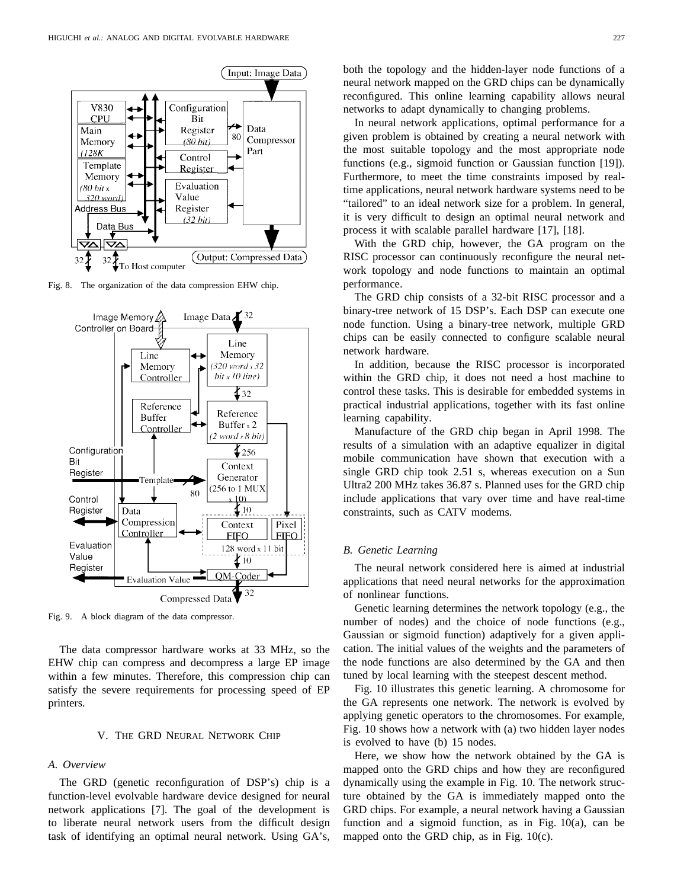Fig. 8. The organization of the data compression EHW chip.

Fig. 9. A block diagram of the data compressor.

The data compressor hardware works at 33 MHz, so the EHW chip can compress and decompress a large EP image within a few minutes. Therefore, this compression chip can satisfy the severe requirements for processing speed of EP printers.

## V. The GRD Neural Network Chip

### A. Overview

The GRD (genetic reconfiguration of DSP's) chip is a function-level evolvable hardware device designed for neural network applications [7]. The goal of the development is to liberate neural network users from the difficult design task of identifying an optimal neural network. Using GA's, both the topology and the hidden-layer node functions of a neural network mapped on the GRD chips can be dynamically reconfigured. This online learning capability allows neural networks to adapt dynamically to changing problems.

In neural network applications, optimal performance for a given problem is obtained by creating a neural network with the most suitable topology and the most appropriate node functions (e.g., sigmoid function or Gaussian function [19]). Furthermore, to meet the time constraints imposed by real-time applications, neural network hardware systems need to be "tailored" to an ideal network size for a problem. In general, it is very difficult to design an optimal neural network and process it with scalable parallel hardware [17], [18].

With the GRD chip, however, the GA program on the RISC processor can continuously reconfigure the neural network topology and node functions to maintain an optimal performance.

The GRD chip consists of a 32-bit RISC processor and a binary-tree network of 15 DSP's. Each DSP can execute one node function. Using a binary-tree network, multiple GRD chips can be easily connected to configure scalable neural network hardware.

In addition, because the RISC processor is incorporated within the GRD chip, it does not need a host machine to control these tasks. This is desirable for embedded systems in practical industrial applications, together with its fast online learning capability.

Manufacture of the GRD chip began in April 1998. The results of a simulation with an adaptive equalizer in digital mobile communication have shown that execution with a single GRD chip took 2.51 s, whereas execution on a Sun Ultra2 200 MHz takes 36.87 s. Planned uses for the GRD chip include applications that vary over time and have real-time constraints, such as CATV modems.

### B. Genetic Learning

The neural network considered here is aimed at industrial applications that need neural networks for the approximation of nonlinear functions.

Genetic learning determines the network topology (e.g., the number of nodes) and the choice of node functions (e.g., Gaussian or sigmoid function) adaptively for a given application. The initial values of the weights and the parameters of the node functions are also determined by the GA and then tuned by local learning with the steepest descent method.

Fig. 10 illustrates this genetic learning. A chromosome for the GA represents one network. The network is evolved by applying genetic operators to the chromosomes. For example, Fig. 10 shows how a network with (a) two hidden layer nodes is evolved to have (b) 15 nodes.

Here, we show how the network obtained by the GA is mapped onto the GRD chips and how they are reconfigured dynamically using the example in Fig. 10. The network structure obtained by the GA is immediately mapped onto the GRD chips. For example, a neural network having a Gaussian function and a sigmoid function, as in Fig. 10(a), can be mapped onto the GRD chip, as in Fig. 10(c).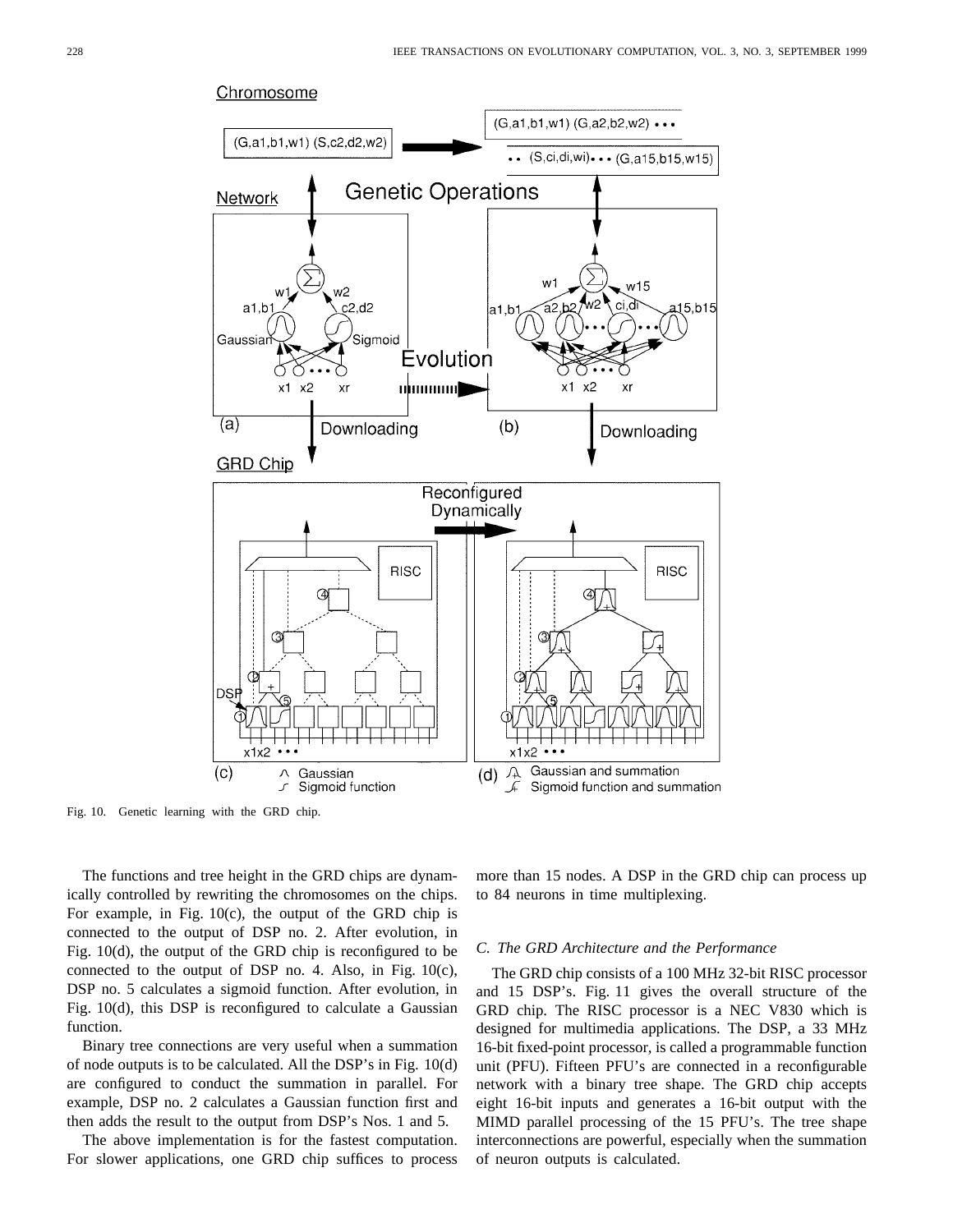Fig. 10. Genetic learning with the GRD chip.

The functions and tree height in the GRD chips are dynamically controlled by rewriting the chromosomes on the chips. For example, in Fig. 10(c), the output of the GRD chip is connected to the output of DSP no. 2. After evolution, in Fig. 10(d), the output of the GRD chip is reconfigured to be connected to the output of DSP no. 4. Also, in Fig. 10(c), DSP no. 5 calculates a sigmoid function. After evolution, in Fig. 10(d), this DSP is reconfigured to calculate a Gaussian function.

Binary tree connections are very useful when a summation of node outputs is to be calculated. All the DSP's in Fig. 10(d) are configured to conduct the summation in parallel. For example, DSP no. 2 calculates a Gaussian function first and then adds the result to the output from DSP's Nos. 1 and 5.

The above implementation is for the fastest computation. For slower applications, one GRD chip suffices to process more than 15 nodes. A DSP in the GRD chip can process up to 84 neurons in time multiplexing.

### C. The GRD Architecture and the Performance

The GRD chip consists of a 100 MHz 32-bit RISC processor and 15 DSP's. Fig. 11 gives the overall structure of the GRD chip. The RISC processor is a NEC V830 which is designed for multimedia applications. The DSP, a 33 MHz 16-bit fixed-point processor, is called a programmable function unit (PFU). Fifteen PFU's are connected in a reconfigurable network with a binary tree shape. The GRD chip accepts eight 16-bit inputs and generates a 16-bit output with the MIMD parallel processing of the 15 PFU's. The tree shape interconnections are powerful, especially when the summation of neuron outputs is calculated.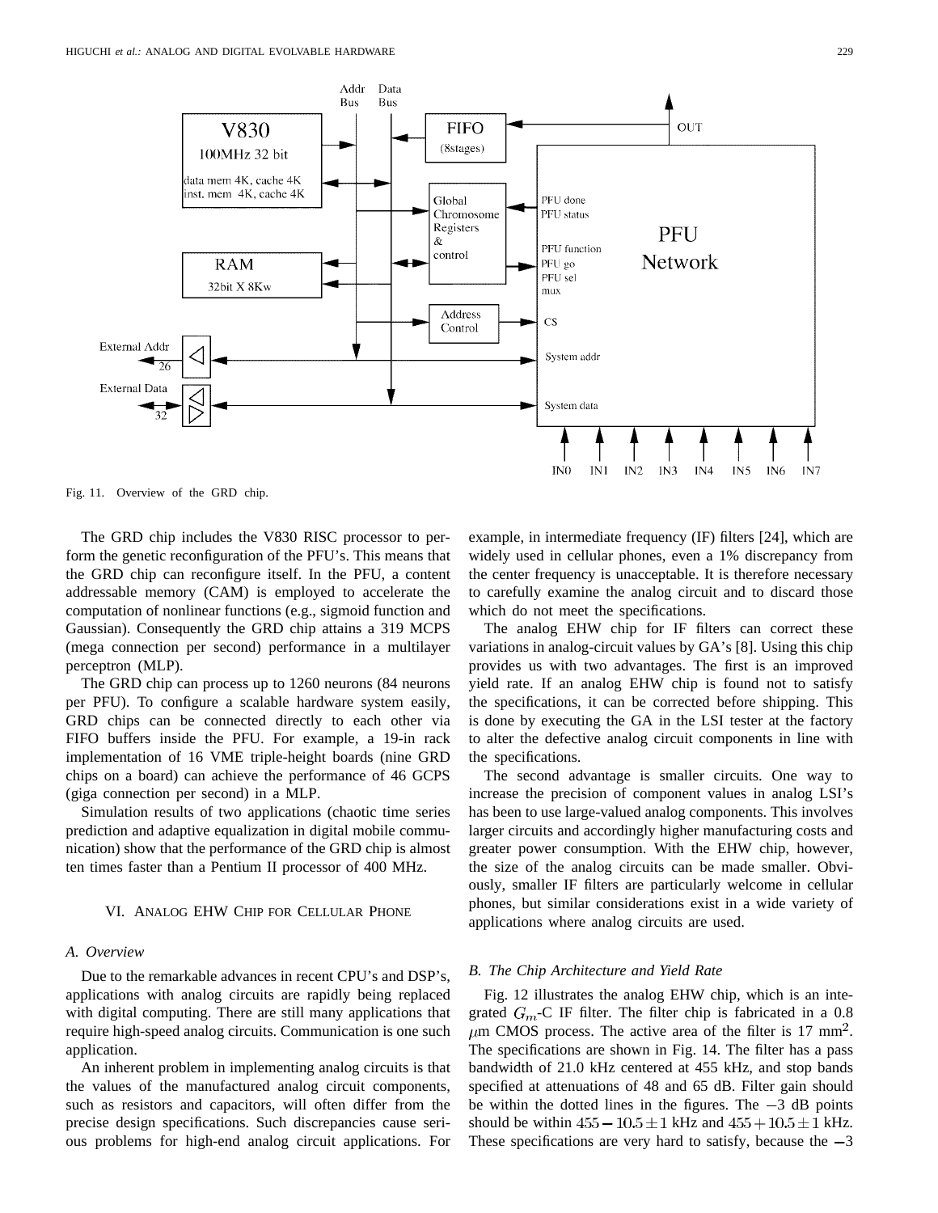V830

100MHz 32 bit

data mem 4K, cache 4K
inst. mem 4K, cache 4K

RAM

32bit X 8Kw

Addr Bus

Data Bus

FIFO

(8stages)

Global Chromosome Registers & control

Address Control

External Addr

26

External Data

32

OUT

PFU done
PFU status

PFU function
PFU go
PFU sel
mux

CS

System addr

System data

PFU Network

IN0 IN1 IN2 IN3 IN4 IN5 IN6 IN7

Fig. 11. Overview of the GRD chip.

The GRD chip includes the V830 RISC processor to perform the genetic reconfiguration of the PFU's. This means that the GRD chip can reconfigure itself. In the PFU, a content addressable memory (CAM) is employed to accelerate the computation of nonlinear functions (e.g., sigmoid function and Gaussian). Consequently the GRD chip attains a 319 MCPS (mega connection per second) performance in a multilayer perceptron (MLP).

The GRD chip can process up to 1260 neurons (84 neurons per PFU). To configure a scalable hardware system easily, GRD chips can be connected directly to each other via FIFO buffers inside the PFU. For example, a 19-in rack implementation of 16 VME triple-height boards (nine GRD chips on a board) can achieve the performance of 46 GCPS (giga connection per second) in a MLP.

Simulation results of two applications (chaotic time series prediction and adaptive equalization in digital mobile communication) show that the performance of the GRD chip is almost ten times faster than a Pentium II processor of 400 MHz.

## VI. Analog EHW Chip for Cellular Phone

### A. Overview

Due to the remarkable advances in recent CPU's and DSP's, applications with analog circuits are rapidly being replaced with digital computing. There are still many applications that require high-speed analog circuits. Communication is one such application.

An inherent problem in implementing analog circuits is that the values of the manufactured analog circuit components, such as resistors and capacitors, will often differ from the precise design specifications. Such discrepancies cause serious problems for high-end analog circuit applications. For example, in intermediate frequency (IF) filters [24], which are widely used in cellular phones, even a 1% discrepancy from the center frequency is unacceptable. It is therefore necessary to carefully examine the analog circuit and to discard those which do not meet the specifications.

The analog EHW chip for IF filters can correct these variations in analog-circuit values by GA's [8]. Using this chip provides us with two advantages. The first is an improved yield rate. If an analog EHW chip is found not to satisfy the specifications, it can be corrected before shipping. This is done by executing the GA in the LSI tester at the factory to alter the defective analog circuit components in line with the specifications.

The second advantage is smaller circuits. One way to increase the precision of component values in analog LSI's has been to use large-valued analog components. This involves larger circuits and accordingly higher manufacturing costs and greater power consumption. With the EHW chip, however, the size of the analog circuits can be made smaller. Obviously, smaller IF filters are particularly welcome in cellular phones, but similar considerations exist in a wide variety of applications where analog circuits are used.

### B. The Chip Architecture and Yield Rate

Fig. 12 illustrates the analog EHW chip, which is an integrated $G_m$-C IF filter. The filter chip is fabricated in a 0.8 $\mu$m CMOS process. The active area of the filter is 17 mm$^2$. The specifications are shown in Fig. 14. The filter has a pass bandwidth of 21.0 kHz centered at 455 kHz, and stop bands specified at attenuations of 48 and 65 dB. Filter gain should be within the dotted lines in the figures. The $-3$ dB points should be within $455 - 10.5 \pm 1$ kHz and $455 + 10.5 \pm 1$ kHz. These specifications are very hard to satisfy, because the $-3$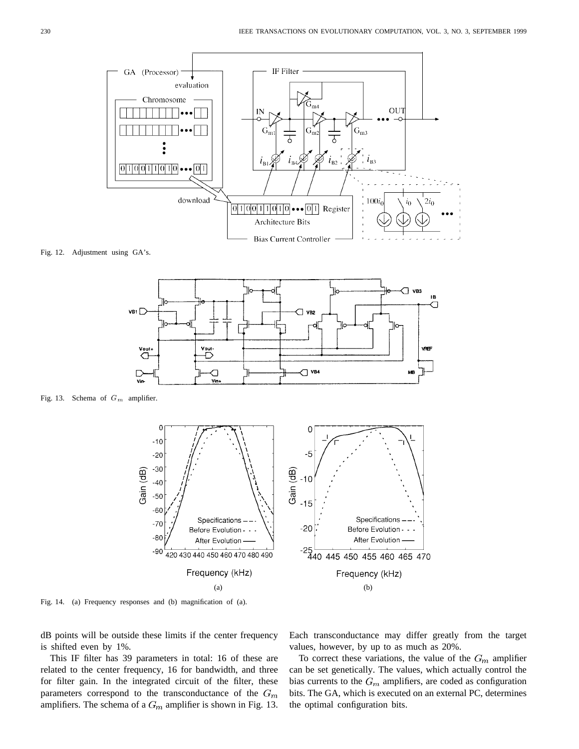Fig. 12. Adjustment using GA's.

Fig. 13. Schema of $G_m$ amplifier.

Fig. 14. (a) Frequency responses and (b) magnification of (a).

dB points will be outside these limits if the center frequency is shifted even by 1%.

This IF filter has 39 parameters in total: 16 of these are related to the center frequency, 16 for bandwidth, and three for filter gain. In the integrated circuit of the filter, these parameters correspond to the transconductance of the $G_m$ amplifiers. The schema of a $G_m$ amplifier is shown in Fig. 13. Each transconductance may differ greatly from the target values, however, by up to as much as 20%.

To correct these variations, the value of the $G_m$ amplifier can be set genetically. The values, which actually control the bias currents to the $G_m$ amplifiers, are coded as configuration bits. The GA, which is executed on an external PC, determines the optimal configuration bits.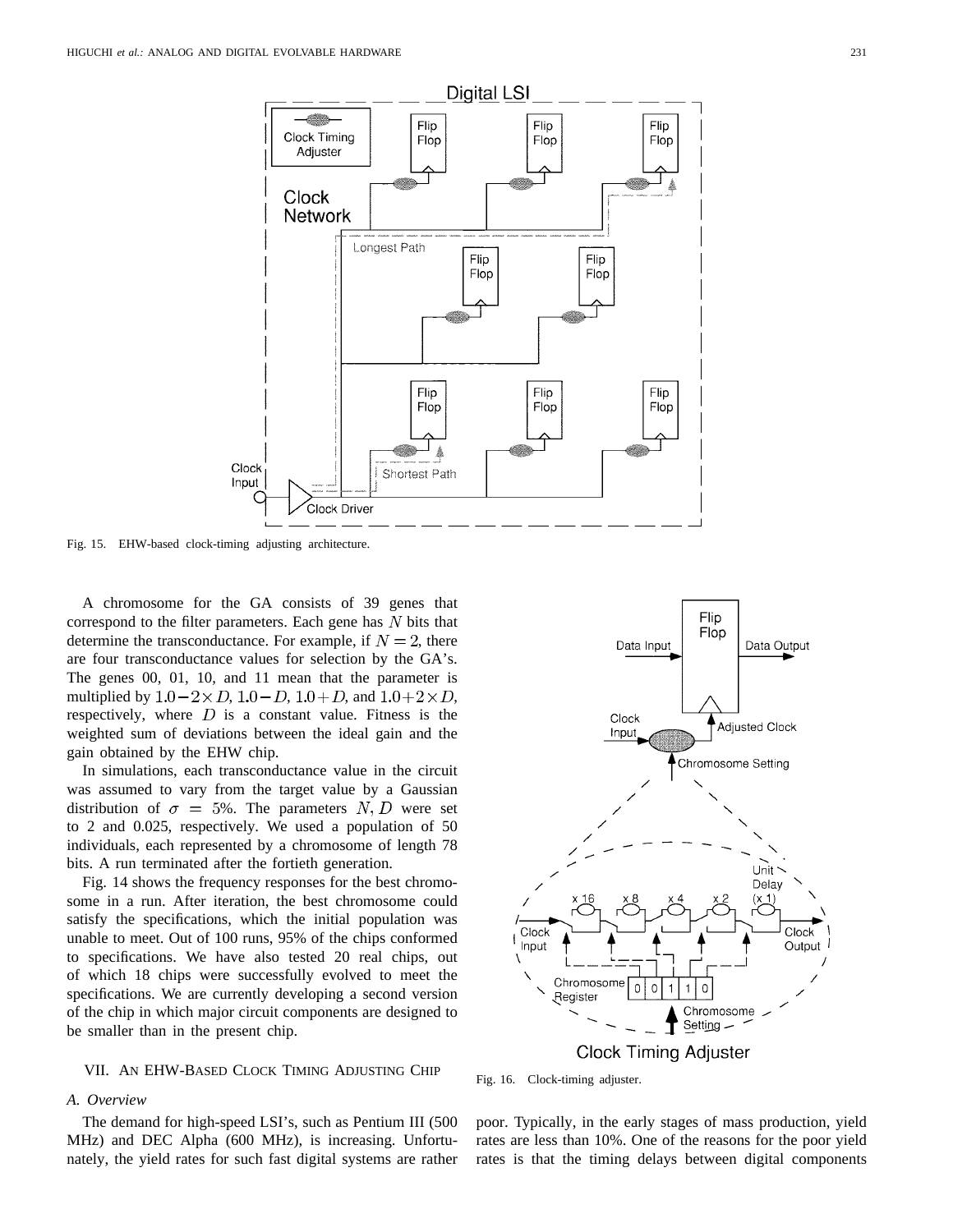Fig. 15. EHW-based clock-timing adjusting architecture.

A chromosome for the GA consists of 39 genes that correspond to the filter parameters. Each gene has $N$ bits that determine the transconductance. For example, if $N = 2$, there are four transconductance values for selection by the GA's. The genes 00, 01, 10, and 11 mean that the parameter is multiplied by $1.0 - 2 \times D$, $1.0 - D$, $1.0 + D$, and $1.0 + 2 \times D$, respectively, where $D$ is a constant value. Fitness is the weighted sum of deviations between the ideal gain and the gain obtained by the EHW chip.

In simulations, each transconductance value in the circuit was assumed to vary from the target value by a Gaussian distribution of $\sigma = 5\%$. The parameters $N, D$ were set to 2 and 0.025, respectively. We used a population of 50 individuals, each represented by a chromosome of length 78 bits. A run terminated after the fortieth generation.

Fig. 14 shows the frequency responses for the best chromosome in a run. After iteration, the best chromosome could satisfy the specifications, which the initial population was unable to meet. Out of 100 runs, 95% of the chips conformed to specifications. We have also tested 20 real chips, out of which 18 chips were successfully evolved to meet the specifications. We are currently developing a second version of the chip in which major circuit components are designed to be smaller than in the present chip.

Fig. 16. Clock-timing adjuster.

## VII. An EHW-Based Clock Timing Adjusting Chip

### A. Overview

The demand for high-speed LSI's, such as Pentium III (500 MHz) and DEC Alpha (600 MHz), is increasing. Unfortunately, the yield rates for such fast digital systems are rather poor. Typically, in the early stages of mass production, yield rates are less than 10%. One of the reasons for the poor yield rates is that the timing delays between digital components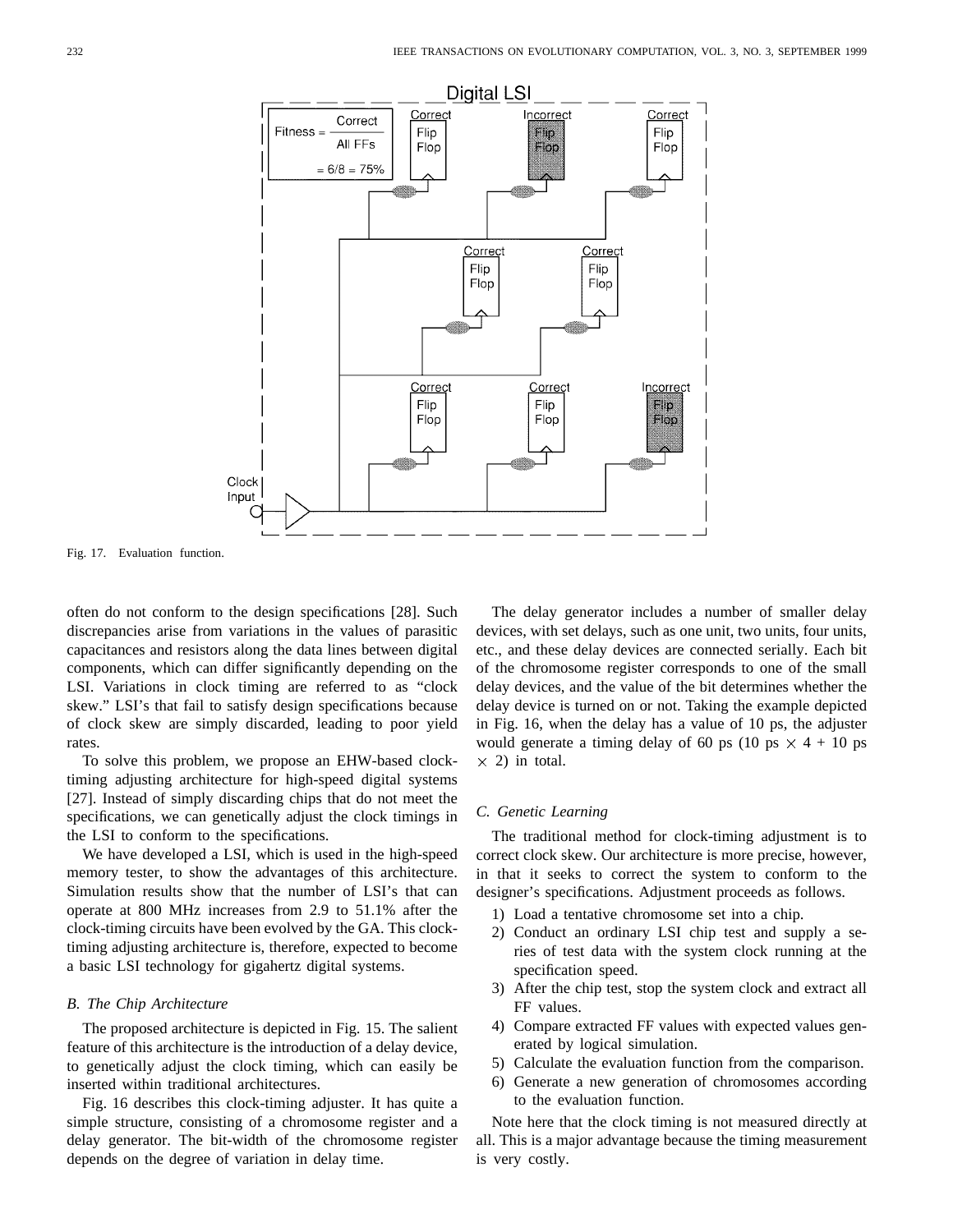Fig. 17. Evaluation function.

often do not conform to the design specifications [28]. Such discrepancies arise from variations in the values of parasitic capacitances and resistors along the data lines between digital components, which can differ significantly depending on the LSI. Variations in clock timing are referred to as "clock skew." LSI's that fail to satisfy design specifications because of clock skew are simply discarded, leading to poor yield rates.

To solve this problem, we propose an EHW-based clock-timing adjusting architecture for high-speed digital systems [27]. Instead of simply discarding chips that do not meet the specifications, we can genetically adjust the clock timings in the LSI to conform to the specifications.

We have developed a LSI, which is used in the high-speed memory tester, to show the advantages of this architecture. Simulation results show that the number of LSI's that can operate at 800 MHz increases from 2.9 to 51.1% after the clock-timing circuits have been evolved by the GA. This clock-timing adjusting architecture is, therefore, expected to become a basic LSI technology for gigahertz digital systems.

### *B. The Chip Architecture*

The proposed architecture is depicted in Fig. 15. The salient feature of this architecture is the introduction of a delay device, to genetically adjust the clock timing, which can easily be inserted within traditional architectures.

Fig. 16 describes this clock-timing adjuster. It has quite a simple structure, consisting of a chromosome register and a delay generator. The bit-width of the chromosome register depends on the degree of variation in delay time.

The delay generator includes a number of smaller delay devices, with set delays, such as one unit, two units, four units, etc., and these delay devices are connected serially. Each bit of the chromosome register corresponds to one of the small delay devices, and the value of the bit determines whether the delay device is turned on or not. Taking the example depicted in Fig. 16, when the delay has a value of 10 ps, the adjuster would generate a timing delay of 60 ps (10 ps $\times$ 4 + 10 ps $\times$ 2) in total.

### *C. Genetic Learning*

The traditional method for clock-timing adjustment is to correct clock skew. Our architecture is more precise, however, in that it seeks to correct the system to conform to the designer's specifications. Adjustment proceeds as follows.

1) Load a tentative chromosome set into a chip.
2) Conduct an ordinary LSI chip test and supply a series of test data with the system clock running at the specification speed.
3) After the chip test, stop the system clock and extract all FF values.
4) Compare extracted FF values with expected values generated by logical simulation.
5) Calculate the evaluation function from the comparison.
6) Generate a new generation of chromosomes according to the evaluation function.

Note here that the clock timing is not measured directly at all. This is a major advantage because the timing measurement is very costly.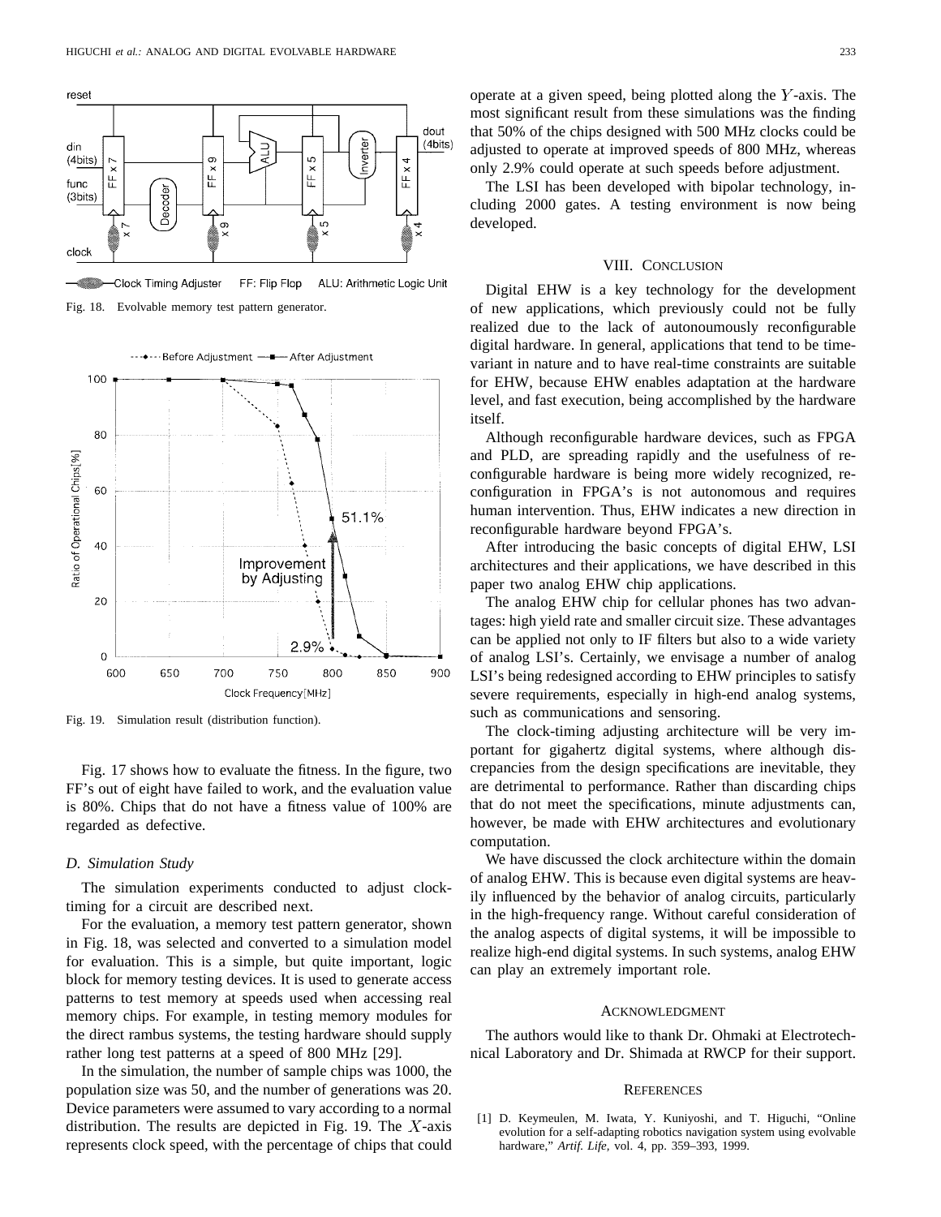Fig. 18. Evolvable memory test pattern generator.

Fig. 19. Simulation result (distribution function).

Fig. 17 shows how to evaluate the fitness. In the figure, two FF's out of eight have failed to work, and the evaluation value is 80%. Chips that do not have a fitness value of 100% are regarded as defective.

### *D. Simulation Study*

The simulation experiments conducted to adjust clock-timing for a circuit are described next.

For the evaluation, a memory test pattern generator, shown in Fig. 18, was selected and converted to a simulation model for evaluation. This is a simple, but quite important, logic block for memory testing devices. It is used to generate access patterns to test memory at speeds used when accessing real memory chips. For example, in testing memory modules for the direct rambus systems, the testing hardware should supply rather long test patterns at a speed of 800 MHz [29].

In the simulation, the number of sample chips was 1000, the population size was 50, and the number of generations was 20. Device parameters were assumed to vary according to a normal distribution. The results are depicted in Fig. 19. The $X$-axis represents clock speed, with the percentage of chips that could operate at a given speed, being plotted along the $Y$-axis. The most significant result from these simulations was the finding that 50% of the chips designed with 500 MHz clocks could be adjusted to operate at improved speeds of 800 MHz, whereas only 2.9% could operate at such speeds before adjustment.

The LSI has been developed with bipolar technology, including 2000 gates. A testing environment is now being developed.

## VIII. Conclusion

Digital EHW is a key technology for the development of new applications, which previously could not be fully realized due to the lack of autonoumously reconfigurable digital hardware. In general, applications that tend to be time-variant in nature and to have real-time constraints are suitable for EHW, because EHW enables adaptation at the hardware level, and fast execution, being accomplished by the hardware itself.

Although reconfigurable hardware devices, such as FPGA and PLD, are spreading rapidly and the usefulness of reconfigurable hardware is being more widely recognized, reconfiguration in FPGA's is not autonomous and requires human intervention. Thus, EHW indicates a new direction in reconfigurable hardware beyond FPGA's.

After introducing the basic concepts of digital EHW, LSI architectures and their applications, we have described in this paper two analog EHW chip applications.

The analog EHW chip for cellular phones has two advantages: high yield rate and smaller circuit size. These advantages can be applied not only to IF filters but also to a wide variety of analog LSI's. Certainly, we envisage a number of analog LSI's being redesigned according to EHW principles to satisfy severe requirements, especially in high-end analog systems, such as communications and sensoring.

The clock-timing adjusting architecture will be very important for gigahertz digital systems, where although discrepancies from the design specifications are inevitable, they are detrimental to performance. Rather than discarding chips that do not meet the specifications, minute adjustments can, however, be made with EHW architectures and evolutionary computation.

We have discussed the clock architecture within the domain of analog EHW. This is because even digital systems are heavily influenced by the behavior of analog circuits, particularly in the high-frequency range. Without careful consideration of the analog aspects of digital systems, it will be impossible to realize high-end digital systems. In such systems, analog EHW can play an extremely important role.

## Acknowledgment

The authors would like to thank Dr. Ohmaki at Electrotechnical Laboratory and Dr. Shimada at RWCP for their support.

## References

[1] D. Keymeulen, M. Iwata, Y. Kuniyoshi, and T. Higuchi, "Online evolution for a self-adapting robotics navigation system using evolvable hardware," *Artif. Life*, vol. 4, pp. 359–393, 1999.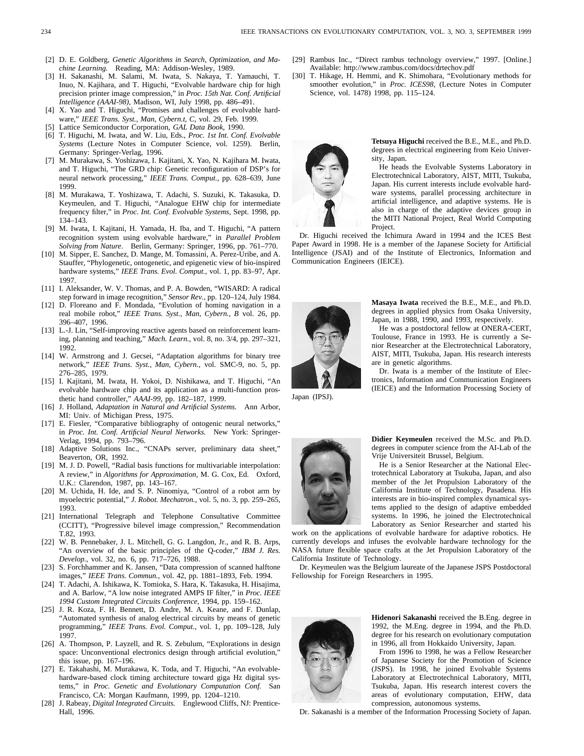[2] D. E. Goldberg, *Genetic Algorithms in Search, Optimization, and Machine Learning.* Reading, MA: Addison-Wesley, 1989.

[3] H. Sakanashi, M. Salami, M. Iwata, S. Nakaya, T. Yamauchi, T. Inuo, N. Kajihara, and T. Higuchi, "Evolvable hardware chip for high precision printer image compression," in *Proc. 15th Nat. Conf. Artificial Intelligence (AAAI-98)*, Madison, WI, July 1998, pp. 486–491.

[4] X. Yao and T. Higuchi, "Promises and challenges of evolvable hardware," *IEEE Trans. Syst., Man, Cybern.t, C*, vol. 29, Feb. 1999.

[5] Lattice Semiconductor Corporation, *GAL Data Book*, 1990.

[6] T. Higuchi, M. Iwata, and W. Liu, Eds., *Proc. 1st Int. Conf. Evolvable Systems* (Lecture Notes in Computer Science, vol. 1259). Berlin, Germany: Springer-Verlag, 1996.

[7] M. Murakawa, S. Yoshizawa, I. Kajitani, X. Yao, N. Kajihara M. Iwata, and T. Higuchi, "The GRD chip: Genetic reconfiguration of DSP's for neural network processing," *IEEE Trans. Comput.*, pp. 628–639, June 1999.

[8] M. Murakawa, T. Yoshizawa, T. Adachi, S. Suzuki, K. Takasuka, D. Keymeulen, and T. Higuchi, "Analogue EHW chip for intermediate frequency filter," in *Proc. Int. Conf. Evolvable Systems*, Sept. 1998, pp. 134–143.

[9] M. Iwata, I. Kajitani, H. Yamada, H. Iba, and T. Higuchi, "A pattern recognition system using evolvable hardware," in *Parallel Problem Solving from Nature*. Berlin, Germany: Springer, 1996, pp. 761–770.

[10] M. Sipper, E. Sanchez, D. Mange, M. Tomassini, A. Perez-Uribe, and A. Stauffer, "Phylogenetic, ontogenetic, and epigenetic view of bio-inspired hardware systems," *IEEE Trans. Evol. Comput.*, vol. 1, pp. 83–97, Apr. 1997.

[11] I. Aleksander, W. V. Thomas, and P. A. Bowden, "WISARD: A radical step forward in image recognition," *Sensor Rev.*, pp. 120–124, July 1984.

[12] D. Floreano and F. Mondada, "Evolution of homing navigation in a real mobile robot," *IEEE Trans. Syst., Man, Cybern., B* vol. 26, pp. 396–407, 1996.

[13] L.-J. Lin, "Self-improving reactive agents based on reinforcement learning, planning and teaching," *Mach. Learn.*, vol. 8, no. 3/4, pp. 297–321, 1992.

[14] W. Armstrong and J. Gecsei, "Adaptation algorithms for binary tree network," *IEEE Trans. Syst., Man, Cybern.*, vol. SMC-9, no. 5, pp. 276–285, 1979.

[15] I. Kajitani, M. Iwata, H. Yokoi, D. Nishikawa, and T. Higuchi, "An evolvable hardware chip and its application as a multi-function prosthetic hand controller," *AAAI-99*, pp. 182–187, 1999.

[16] J. Holland, *Adaptation in Natural and Artificial Systems.* Ann Arbor, MI: Univ. of Michigan Press, 1975.

[17] E. Fiesler, "Comparative bibliography of ontogenic neural networks," in *Proc. Int. Conf. Artificial Neural Networks.* New York: Springer-Verlag, 1994, pp. 793–796.

[18] Adaptive Solutions Inc., "CNAPs server, preliminary data sheet," Beaverton, OR, 1992.

[19] M. J. D. Powell, "Radial basis functions for multivariable interpolation: A review," in *Algorithms for Approximation*, M. G. Cox, Ed. Oxford, U.K.: Clarendon, 1987, pp. 143–167.

[20] M. Uchida, H. Ide, and S. P. Ninomiya, "Control of a robot arm by myoelectric potential," *J. Robot. Mechatron.*, vol. 5, no. 3, pp. 259–265, 1993.

[21] International Telegraph and Telephone Consultative Committee (CCITT), "Progressive bilevel image compression," Recommendation T.82, 1993.

[22] W. B. Pennebaker, J. L. Mitchell, G. G. Langdon, Jr., and R. B. Arps, "An overview of the basic principles of the Q-coder," *IBM J. Res. Develop.*, vol. 32, no. 6, pp. 717–726, 1988.

[23] S. Forchhammer and K. Jansen, "Data compression of scanned halftone images," *IEEE Trans. Commun.*, vol. 42, pp. 1881–1893, Feb. 1994.

[24] T. Adachi, A. Ishikawa, K. Tomioka, S. Hara, K. Takasuka, H. Hisajima, and A. Barlow, "A low noise integrated AMPS IF filter," in *Proc. IEEE 1994 Custom Integrated Circuits Conference*, 1994, pp. 159–162.

[25] J. R. Koza, F. H. Bennett, D. Andre, M. A. Keane, and F. Dunlap, "Automated synthesis of analog electrical circuits by means of genetic programming," *IEEE Trans. Evol. Comput.*, vol. 1, pp. 109–128, July 1997.

[26] A. Thompson, P. Layzell, and R. S. Zebulum, "Explorations in design space: Unconventional electronics design through artificial evolution," this issue, pp. 167–196.

[27] E. Takahashi, M. Murakawa, K. Toda, and T. Higuchi, "An evolvable-hardware-based clock timing architecture toward giga Hz digital systems," in *Proc. Genetic and Evolutionary Computation Conf.* San Francisco, CA: Morgan Kaufmann, 1999, pp. 1204–1210.

[28] J. Rabeay, *Digital Integrated Circuits.* Englewood Cliffs, NJ: Prentice-Hall, 1996.

[29] Rambus Inc., "Direct rambus technology overview," 1997. [Online.] Available: http://www.rambus.com/docs/drtechov.pdf

[30] T. Hikage, H. Hemmi, and K. Shimohara, "Evolutionary methods for smoother evolution," in *Proc. ICES98*, (Lecture Notes in Computer Science, vol. 1478) 1998, pp. 115–124.

**Tetsuya Higuchi** received the B.E., M.E., and Ph.D. degrees in electrical engineering from Keio University, Japan.

He heads the Evolvable Systems Laboratory in Electrotechnical Laboratory, AIST, MITI, Tsukuba, Japan. His current interests include evolvable hardware systems, parallel processing architecture in artificial intelligence, and adaptive systems. He is also in charge of the adaptive devices group in the MITI National Project, Real World Computing Project.

Dr. Higuchi received the Ichimura Award in 1994 and the ICES Best Paper Award in 1998. He is a member of the Japanese Society for Artificial Intelligence (JSAI) and of the Institute of Electronics, Information and Communication Engineers (IEICE).

**Masaya Iwata** received the B.E., M.E., and Ph.D. degrees in applied physics from Osaka University, Japan, in 1988, 1990, and 1993, respectively.

He was a postdoctoral fellow at ONERA-CERT, Toulouse, France in 1993. He is currently a Senior Researcher at the Electrotechnical Laboratory, AIST, MITI, Tsukuba, Japan. His research interests are in genetic algorithms.

Dr. Iwata is a member of the Institute of Electronics, Information and Communication Engineers (IEICE) and the Information Processing Society of Japan (IPSJ).

**Didier Keymeulen** received the M.Sc. and Ph.D. degrees in computer science from the AI-Lab of the Vrije Universiteit Brussel, Belgium.

He is a Senior Researcher at the National Electrotechnical Laboratory at Tsukuba, Japan, and also member of the Jet Propulsion Laboratory of the California Institute of Technology, Pasadena. His interests are in bio-inspired complex dynamical systems applied to the design of adaptive embedded systems. In 1996, he joined the Electrotechnical Laboratory as Senior Researcher and started his work on the applications of evolvable hardware for adaptive robotics. He currently develops and infuses the evolvable hardware technology for the NASA future flexible space crafts at the Jet Propulsion Laboratory of the California Institute of Technology.

Dr. Keymeulen was the Belgium laureate of the Japanese JSPS Postdoctoral Fellowship for Foreign Researchers in 1995.

**Hidenori Sakanashi** received the B.Eng. degree in 1992, the M.Eng. degree in 1994, and the Ph.D. degree for his research on evolutionary computation in 1996, all from Hokkaido University, Japan.

From 1996 to 1998, he was a Fellow Researcher of Japanese Society for the Promotion of Science (JSPS). In 1998, he joined Evolvable Systems Laboratory at Electrotechnical Laboratory, MITI, Tsukuba, Japan. His research interest covers the areas of evolutionary computation, EHW, data compression, autonomous systems.

Dr. Sakanashi is a member of the Information Processing Society of Japan.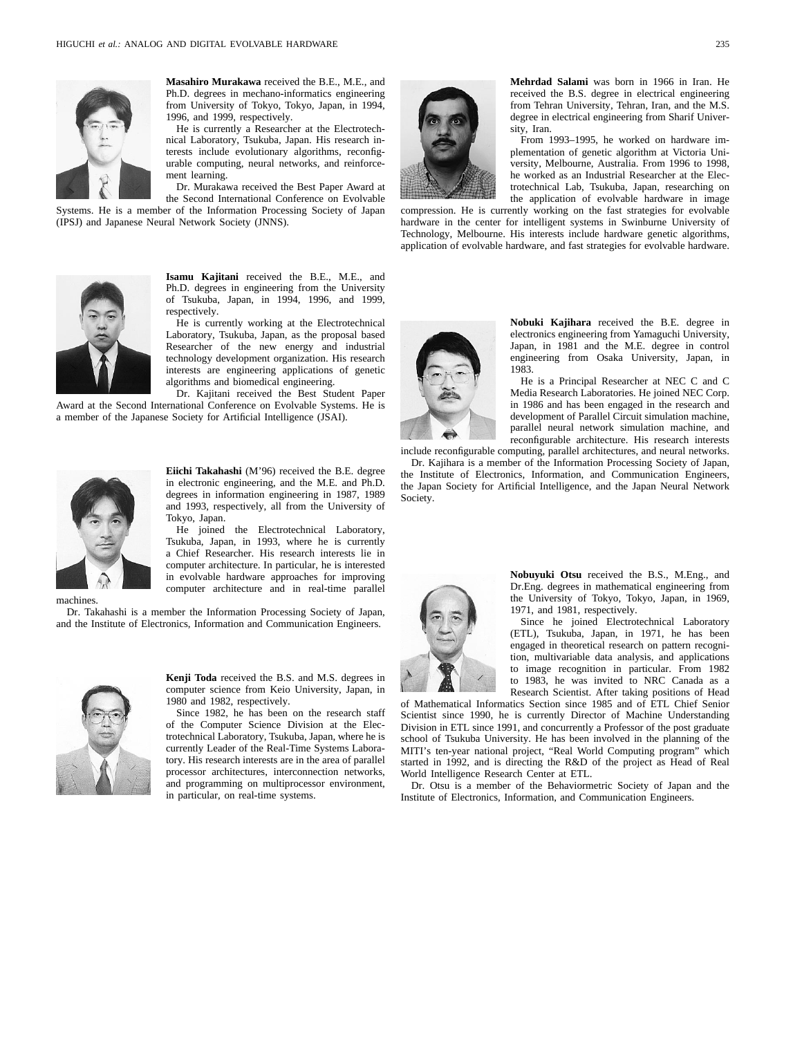**Masahiro Murakawa** received the B.E., M.E., and Ph.D. degrees in mechano-informatics engineering from University of Tokyo, Tokyo, Japan, in 1994, 1996, and 1999, respectively.

He is currently a Researcher at the Electrotechnical Laboratory, Tsukuba, Japan. His research interests include evolutionary algorithms, reconfigurable computing, neural networks, and reinforcement learning.

Dr. Murakawa received the Best Paper Award at the Second International Conference on Evolvable Systems. He is a member of the Information Processing Society of Japan (IPSJ) and Japanese Neural Network Society (JNNS).

**Isamu Kajitani** received the B.E., M.E., and Ph.D. degrees in engineering from the University of Tsukuba, Japan, in 1994, 1996, and 1999, respectively.

He is currently working at the Electrotechnical Laboratory, Tsukuba, Japan, as the proposal based Researcher of the new energy and industrial technology development organization. His research interests are engineering applications of genetic algorithms and biomedical engineering.

Dr. Kajitani received the Best Student Paper Award at the Second International Conference on Evolvable Systems. He is a member of the Japanese Society for Artificial Intelligence (JSAI).

**Eiichi Takahashi** (M'96) received the B.E. degree in electronic engineering, and the M.E. and Ph.D. degrees in information engineering in 1987, 1989 and 1993, respectively, all from the University of Tokyo, Japan.

He joined the Electrotechnical Laboratory, Tsukuba, Japan, in 1993, where he is currently a Chief Researcher. His research interests lie in computer architecture. In particular, he is interested in evolvable hardware approaches for improving computer architecture and in real-time parallel machines.

Dr. Takahashi is a member the Information Processing Society of Japan, and the Institute of Electronics, Information and Communication Engineers.

**Kenji Toda** received the B.S. and M.S. degrees in computer science from Keio University, Japan, in 1980 and 1982, respectively.

Since 1982, he has been on the research staff of the Computer Science Division at the Electrotechnical Laboratory, Tsukuba, Japan, where he is currently Leader of the Real-Time Systems Laboratory. His research interests are in the area of parallel processor architectures, interconnection networks, and programming on multiprocessor environment, in particular, on real-time systems.

**Mehrdad Salami** was born in 1966 in Iran. He received the B.S. degree in electrical engineering from Tehran University, Tehran, Iran, and the M.S. degree in electrical engineering from Sharif University, Iran.

From 1993–1995, he worked on hardware implementation of genetic algorithm at Victoria University, Melbourne, Australia. From 1996 to 1998, he worked as an Industrial Researcher at the Electrotechnical Lab, Tsukuba, Japan, researching on the application of evolvable hardware in image compression. He is currently working on the fast strategies for evolvable hardware in the center for intelligent systems in Swinburne University of Technology, Melbourne. His interests include hardware genetic algorithms, application of evolvable hardware, and fast strategies for evolvable hardware.

**Nobuki Kajihara** received the B.E. degree in electronics engineering from Yamaguchi University, Japan, in 1981 and the M.E. degree in control engineering from Osaka University, Japan, in 1983.

He is a Principal Researcher at NEC C and C Media Research Laboratories. He joined NEC Corp. in 1986 and has been engaged in the research and development of Parallel Circuit simulation machine, parallel neural network simulation machine, and reconfigurable architecture. His research interests include reconfigurable computing, parallel architectures, and neural networks.

Dr. Kajihara is a member of the Information Processing Society of Japan, the Institute of Electronics, Information, and Communication Engineers, the Japan Society for Artificial Intelligence, and the Japan Neural Network Society.

**Nobuyuki Otsu** received the B.S., M.Eng., and Dr.Eng. degrees in mathematical engineering from the University of Tokyo, Tokyo, Japan, in 1969, 1971, and 1981, respectively.

Since he joined Electrotechnical Laboratory (ETL), Tsukuba, Japan, in 1971, he has been engaged in theoretical research on pattern recognition, multivariable data analysis, and applications to image recognition in particular. From 1982 to 1983, he was invited to NRC Canada as a Research Scientist. After taking positions of Head of Mathematical Informatics Section since 1985 and of ETL Chief Senior Scientist since 1990, he is currently Director of Machine Understanding Division in ETL since 1991, and concurrently a Professor of the post graduate school of Tsukuba University. He has been involved in the planning of the MITI's ten-year national project, "Real World Computing program" which started in 1992, and is directing the R&D of the project as Head of Real World Intelligence Research Center at ETL.

Dr. Otsu is a member of the Behaviormetric Society of Japan and the Institute of Electronics, Information, and Communication Engineers.